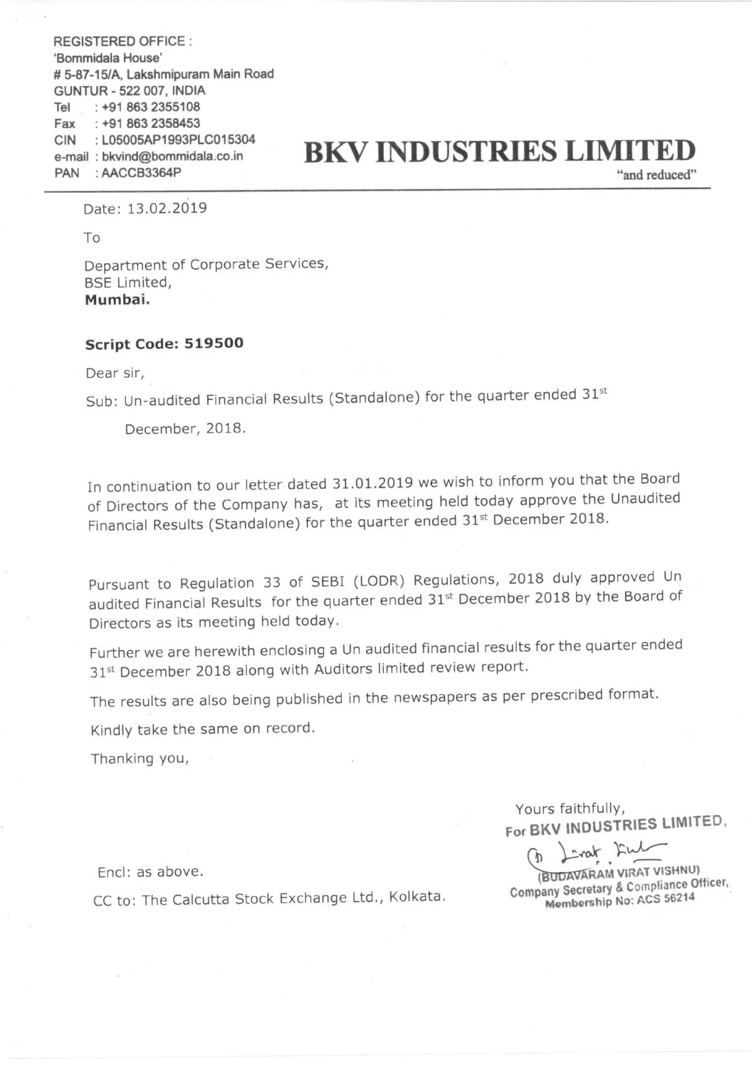REGISTERED OFFICE :
'Bommidala House'
# 5-87-15/A, Lakshmipuram Main Road
GUNTUR - 522 007, INDIA
Tel : +91 863 2355108
Fax : +91 863 2358453
CIN : L05005AP1993PLC015304
e-mail : bkvind@bommidala.co.in
PAN : AACCB3364P

# BKV INDUSTRIES LIMITED

"and reduced"

Date: 13.02.2019

To

Department of Corporate Services,
BSE Limited,
**Mumbai.**

**Script Code: 519500**

Dear sir,

Sub: Un-audited Financial Results (Standalone) for the quarter ended 31st December, 2018.

In continuation to our letter dated 31.01.2019 we wish to inform you that the Board of Directors of the Company has, at its meeting held today approve the Unaudited Financial Results (Standalone) for the quarter ended 31st December 2018.

Pursuant to Regulation 33 of SEBI (LODR) Regulations, 2018 duly approved Un audited Financial Results for the quarter ended 31st December 2018 by the Board of Directors as its meeting held today.

Further we are herewith enclosing a Un audited financial results for the quarter ended 31st December 2018 along with Auditors limited review report.

The results are also being published in the newspapers as per prescribed format.

Kindly take the same on record.

Thanking you,

Yours faithfully,
For BKV INDUSTRIES LIMITED,

(BUDAVARAM VIRAT VISHNU)
Company Secretary & Compliance Officer,
Membership No: ACS 56214

Encl: as above.

CC to: The Calcutta Stock Exchange Ltd., Kolkata.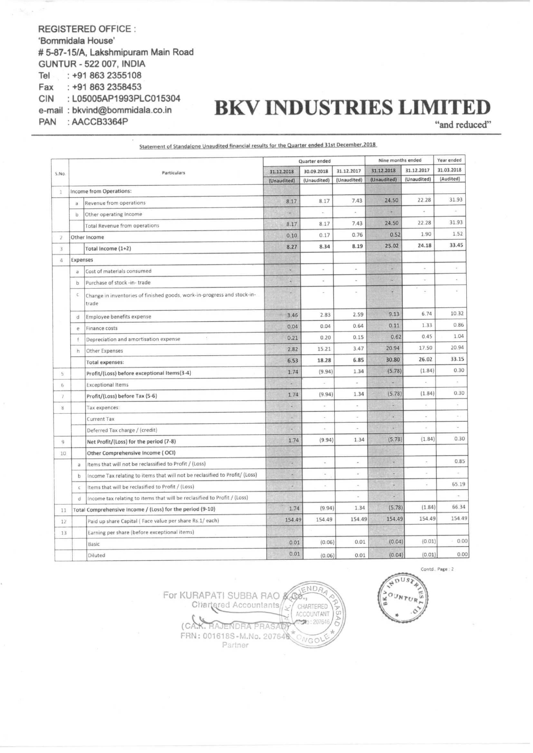REGISTERED OFFICE :
'Bommidala House'
# 5-87-15/A, Lakshmipuram Main Road
GUNTUR - 522 007, INDIA
Tel : +91 863 2355108
Fax : +91 863 2358453
CIN : L05005AP1993PLC015304
e-mail : bkvind@bommidala.co.in
PAN : AACCB3364P

# BKV INDUSTRIES LIMITED

"and reduced"

Statement of Standalone Unaudited financial results for the Quarter ended 31st December,2018

| S.No. | | Particulars | Quarter ended | | | Nine months ended | | Year ended |
|---|---|---|---|---|---|---|---|---|
| | | | 31.12.2018 | 30.09.2018 | 31.12.2017 | 31.12.2018 | 31.12.2017 | 31.03.2018 |
| | | | (Unaudited) | (Unaudited) | (Unaudited) | (Unaudited) | (Unaudited) | (Audited) |
| 1 | Income from Operations: | | | | | | | |
| | a | Revenue from operations | 8.17 | 8.17 | 7.43 | 24.50 | 22.28 | 31.93 |
| | b | Other operating Income | - | - | - | - | - | - |
| | | Total Revenue from operations | 8.17 | 8.17 | 7.43 | 24.50 | 22.28 | 31.93 |
| 2 | Other Income | | 0.10 | 0.17 | 0.76 | 0.52 | 1.90 | 1.52 |
| 3 | | Total Income (1+2) | 8.27 | 8.34 | 8.19 | 25.02 | 24.18 | 33.45 |
| 4 | Expenses | | | | | | | |
| | a | Cost of materials consumed | - | - | - | - | - | - |
| | b | Purchase of stock -in- trade | - | - | - | - | - | - |
| | c | Change in inventories of finished goods, work-in-progress and stock-in-trade | - | - | - | - | - | - |
| | d | Employee benefits expense | 3.46 | 2.83 | 2.59 | 9.13 | 6.74 | 10.32 |
| | e | Finance costs | 0.04 | 0.04 | 0.64 | 0.11 | 1.33 | 0.86 |
| | f | Depreciation and amortisation expense | 0.21 | 0.20 | 0.15 | 0.62 | 0.45 | 1.04 |
| | h | Other Expenses | 2.82 | 15.21 | 3.47 | 20.94 | 17.50 | 20.94 |
| | | Total expenses: | 6.53 | 18.28 | 6.85 | 30.80 | 26.02 | 33.15 |
| 5 | | Profit/(Loss) before exceptional Items(3-4) | 1.74 | (9.94) | 1.34 | (5.78) | (1.84) | 0.30 |
| 6 | | Exceptional Items | - | - | - | - | - | - |
| 7 | | Profit/(Loss) before Tax (5-6) | 1.74 | (9.94) | 1.34 | (5.78) | (1.84) | 0.30 |
| 8 | | Tax expences: | - | - | - | - | - | - |
| | | Current Tax | - | - | - | - | - | - |
| | | Deferred Tax charge / (credit) | - | - | - | - | - | - |
| 9 | | Net Profit/(Loss) for the period (7-8) | 1.74 | (9.94) | 1.34 | (5.78) | (1.84) | 0.30 |
| 10 | | Other Comprehensive Income ( OCI) | | | | | | |
| | a | Items that will not be reclassified to Profit / (Loss) | - | - | - | - | - | 0.85 |
| | b | Income Tax relating to items that will not be reclasified to Profit/ (Loss) | - | - | - | - | - | - |
| | c | Items that will be reclassified to Profit / (Loss) | - | - | - | - | - | 65.19 |
| | d | Income tax relating to items that will be reclasified to Profit / (Loss) | | | - | | | - |
| 11 | Total Comprehensive Income / (Loss) for the period (9-10) | | 1.74 | (9.94) | 1.34 | (5.78) | (1.84) | 66.34 |
| 12 | | Paid up share Capital ( Face value per share Rs.1/ each) | 154.49 | 154.49 | 154.49 | 154.49 | 154.49 | 154.49 |
| 13 | | Earning per share (before exceptional items) | | | | | | |
| | | Basic | 0.01 | (0.06) | 0.01 | (0.04) | (0.01) | 0.00 |
| | | Diluted | 0.01 | (0.06) | 0.01 | (0.04) | (0.01) | 0.00 |

Contd.. Page : 2

For KURAPATI SUBBA RAO & Co.,
Chartered Accountants

(CA.K. RAJENDRA PRASAD)
FRN: 001618S - M.No. 207646
Partner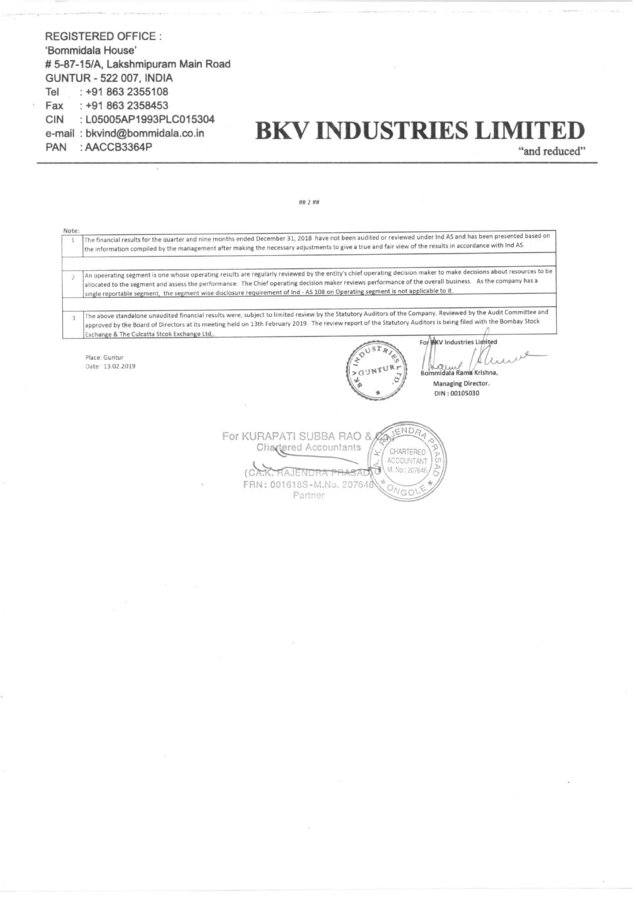REGISTERED OFFICE :
'Bommidala House'
# 5-87-15/A, Lakshmipuram Main Road
GUNTUR - 522 007, INDIA
Tel : +91 863 2355108
Fax : +91 863 2358453
CIN : L05005AP1993PLC015304
e-mail : bkvind@bommidala.co.in
PAN : AACCB3364P

# BKV INDUSTRIES LIMITED

"and reduced"

## 2 ##

Note:

| | |
|---|---|
| 1 | The financial results for the quarter and nine months ended December 31, 2018 have not been audited or reviewed under Ind AS and has been presented based on the information compiled by the management after making the necessary adjustments to give a true and fair view of the results in accordance with Ind AS. |
| | |
| 2 | An opeerating segment is one whose operating results are regularly reviewed by the entity's chief operating decision maker to make decisions about resources to be allocated to the segment and assess the performance. The Chief operating decision maker reviews performance of the overall business. As the company has a single reportable segment, the segment wise disclosure requirement of Ind - AS 108 on Operating segment is not applicable to it. |
| | |
| 3 | The above standalone unaudited financial results were, subject to limited review by the Statutory Auditors of the Company. Reviewed by the Audit Committee and approved by the Board of Directors at its meeting held on 13th February 2019. The review report of the Statutory Auditors is being filed with the Bombay Stock Exchange & The Culcatta Stcok Exchange Ltd,. |

Place: Guntur
Date: 13.02.2019

For BKV Industries Limited

Bommidala Rama Krishna,
Managing Director.
DIN : 00105030

For KURAPATI SUBBA RAO & Co.
Chartered Accountants

(CA.K. RAJENDRA PRASAD)
FRN: 001618S-M.No. 207646
Partner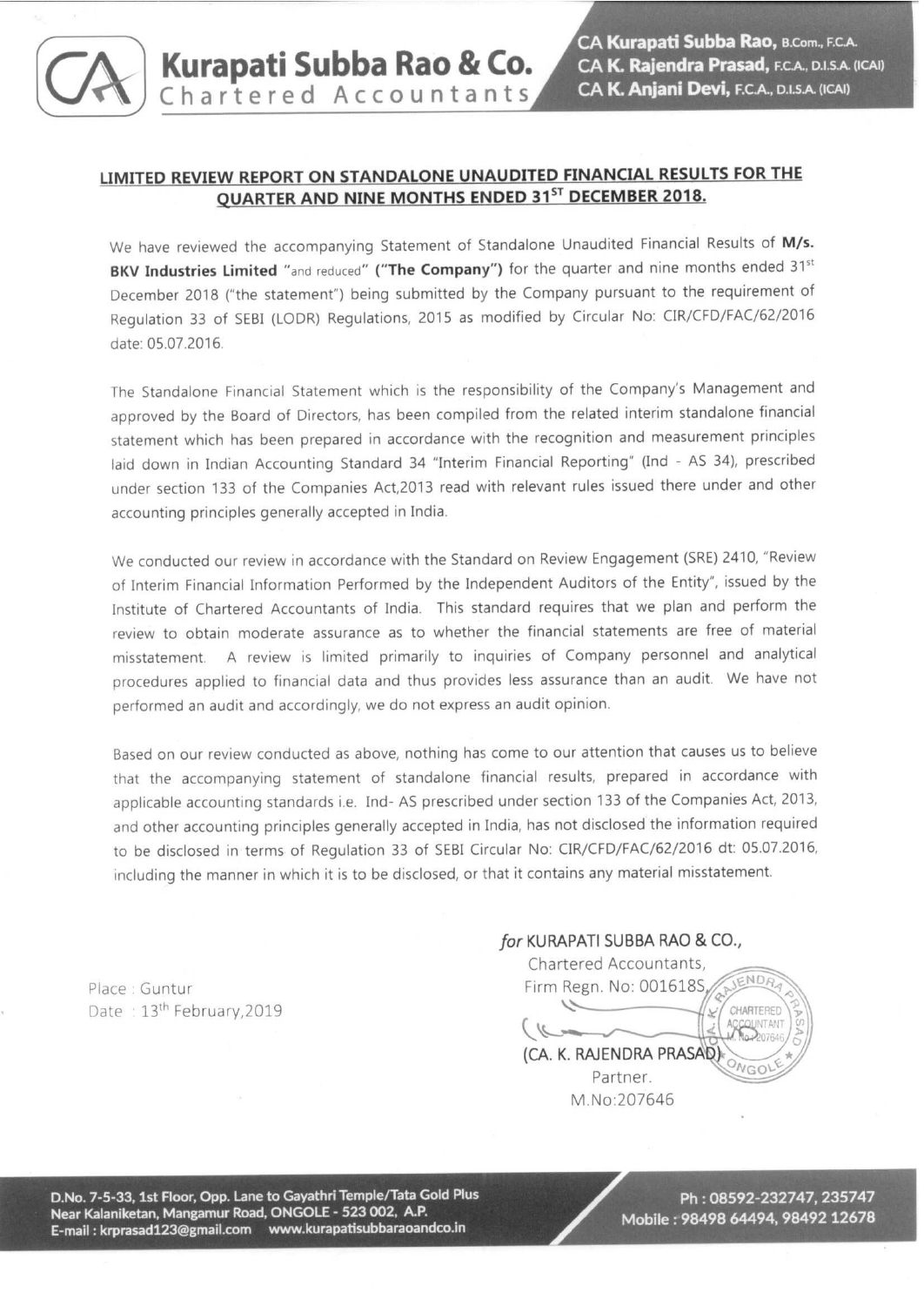Kurapati Subba Rao & Co.
Chartered Accountants

CA **Kurapati Subba Rao,** B.Com., F.C.A.
CA **K. Rajendra Prasad,** F.C.A., D.I.S.A. (ICAI)
CA **K. Anjani Devi,** F.C.A., D.I.S.A. (ICAI)

## LIMITED REVIEW REPORT ON STANDALONE UNAUDITED FINANCIAL RESULTS FOR THE QUARTER AND NINE MONTHS ENDED 31ST DECEMBER 2018.

We have reviewed the accompanying Statement of Standalone Unaudited Financial Results of **M/s. BKV Industries Limited** "and reduced" **("The Company")** for the quarter and nine months ended 31st December 2018 ("the statement") being submitted by the Company pursuant to the requirement of Regulation 33 of SEBI (LODR) Regulations, 2015 as modified by Circular No: CIR/CFD/FAC/62/2016 date: 05.07.2016.

The Standalone Financial Statement which is the responsibility of the Company's Management and approved by the Board of Directors, has been compiled from the related interim standalone financial statement which has been prepared in accordance with the recognition and measurement principles laid down in Indian Accounting Standard 34 "Interim Financial Reporting" (Ind - AS 34), prescribed under section 133 of the Companies Act,2013 read with relevant rules issued there under and other accounting principles generally accepted in India.

We conducted our review in accordance with the Standard on Review Engagement (SRE) 2410, "Review of Interim Financial Information Performed by the Independent Auditors of the Entity", issued by the Institute of Chartered Accountants of India. This standard requires that we plan and perform the review to obtain moderate assurance as to whether the financial statements are free of material misstatement. A review is limited primarily to inquiries of Company personnel and analytical procedures applied to financial data and thus provides less assurance than an audit. We have not performed an audit and accordingly, we do not express an audit opinion.

Based on our review conducted as above, nothing has come to our attention that causes us to believe that the accompanying statement of standalone financial results, prepared in accordance with applicable accounting standards i.e. Ind- AS prescribed under section 133 of the Companies Act, 2013, and other accounting principles generally accepted in India, has not disclosed the information required to be disclosed in terms of Regulation 33 of SEBI Circular No: CIR/CFD/FAC/62/2016 dt: 05.07.2016, including the manner in which it is to be disclosed, or that it contains any material misstatement.

Place : Guntur
Date : 13th February,2019

*for* KURAPATI SUBBA RAO & CO.,
Chartered Accountants,
Firm Regn. No: 001618S

(CA. K. RAJENDRA PRASAD)
Partner.
M.No:207646

D.No. 7-5-33, 1st Floor, Opp. Lane to Gayathri Temple/Tata Gold Plus
Near Kalaniketan, Mangamur Road, ONGOLE - 523 002, A.P.
E-mail : krprasad123@gmail.com www.kurapatisubbaraoandco.in

Ph : 08592-232747, 235747
Mobile : 98498 64494, 98492 12678